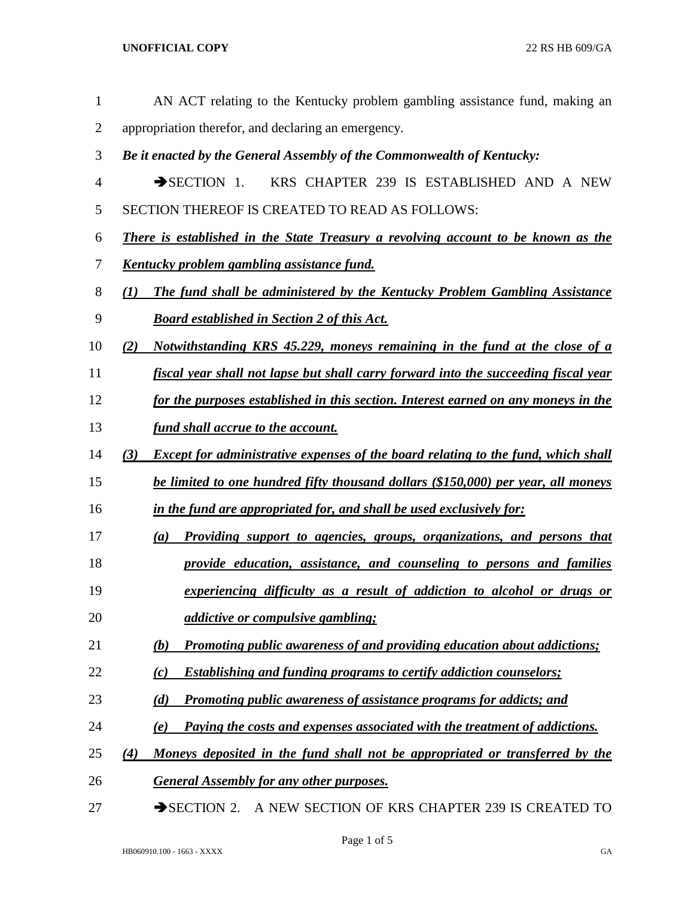AN ACT relating to the Kentucky problem gambling assistance fund, making an appropriation therefor, and declaring an emergency.

***Be it enacted by the General Assembly of the Commonwealth of Kentucky:***

➔SECTION 1. KRS CHAPTER 239 IS ESTABLISHED AND A NEW SECTION THEREOF IS CREATED TO READ AS FOLLOWS:

***There is established in the State Treasury a revolving account to be known as the Kentucky problem gambling assistance fund.***

***(1) The fund shall be administered by the Kentucky Problem Gambling Assistance Board established in Section 2 of this Act.***

***(2) Notwithstanding KRS 45.229, moneys remaining in the fund at the close of a fiscal year shall not lapse but shall carry forward into the succeeding fiscal year for the purposes established in this section. Interest earned on any moneys in the fund shall accrue to the account.***

***(3) Except for administrative expenses of the board relating to the fund, which shall be limited to one hundred fifty thousand dollars ($150,000) per year, all moneys in the fund are appropriated for, and shall be used exclusively for:***

***(a) Providing support to agencies, groups, organizations, and persons that provide education, assistance, and counseling to persons and families experiencing difficulty as a result of addiction to alcohol or drugs or addictive or compulsive gambling;***

***(b) Promoting public awareness of and providing education about addictions;***

***(c) Establishing and funding programs to certify addiction counselors;***

***(d) Promoting public awareness of assistance programs for addicts; and***

***(e) Paying the costs and expenses associated with the treatment of addictions.***

***(4) Moneys deposited in the fund shall not be appropriated or transferred by the General Assembly for any other purposes.***

➔SECTION 2. A NEW SECTION OF KRS CHAPTER 239 IS CREATED TO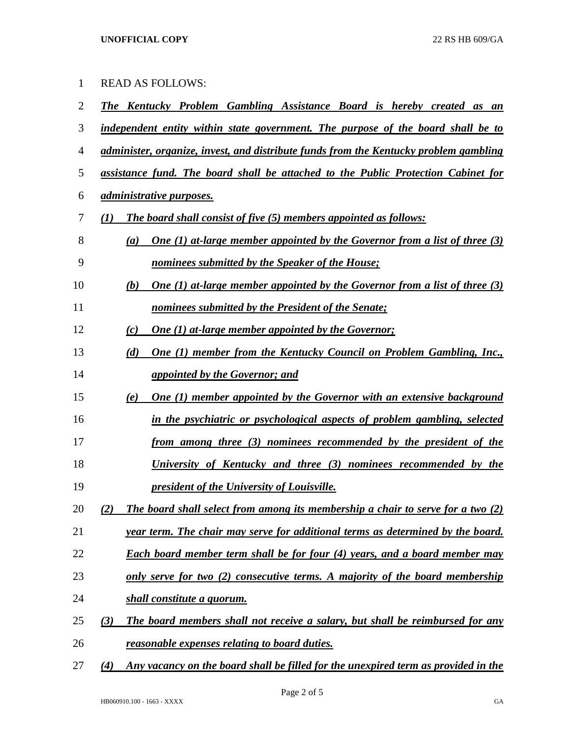READ AS FOLLOWS:

***The Kentucky Problem Gambling Assistance Board is hereby created as an independent entity within state government. The purpose of the board shall be to administer, organize, invest, and distribute funds from the Kentucky problem gambling assistance fund. The board shall be attached to the Public Protection Cabinet for administrative purposes.***

***(1) The board shall consist of five (5) members appointed as follows:***

***(a) One (1) at-large member appointed by the Governor from a list of three (3) nominees submitted by the Speaker of the House;***

***(b) One (1) at-large member appointed by the Governor from a list of three (3) nominees submitted by the President of the Senate;***

***(c) One (1) at-large member appointed by the Governor;***

***(d) One (1) member from the Kentucky Council on Problem Gambling, Inc., appointed by the Governor; and***

***(e) One (1) member appointed by the Governor with an extensive background in the psychiatric or psychological aspects of problem gambling, selected from among three (3) nominees recommended by the president of the University of Kentucky and three (3) nominees recommended by the president of the University of Louisville.***

***(2) The board shall select from among its membership a chair to serve for a two (2) year term. The chair may serve for additional terms as determined by the board. Each board member term shall be for four (4) years, and a board member may only serve for two (2) consecutive terms. A majority of the board membership shall constitute a quorum.***

***(3) The board members shall not receive a salary, but shall be reimbursed for any reasonable expenses relating to board duties.***

***(4) Any vacancy on the board shall be filled for the unexpired term as provided in the***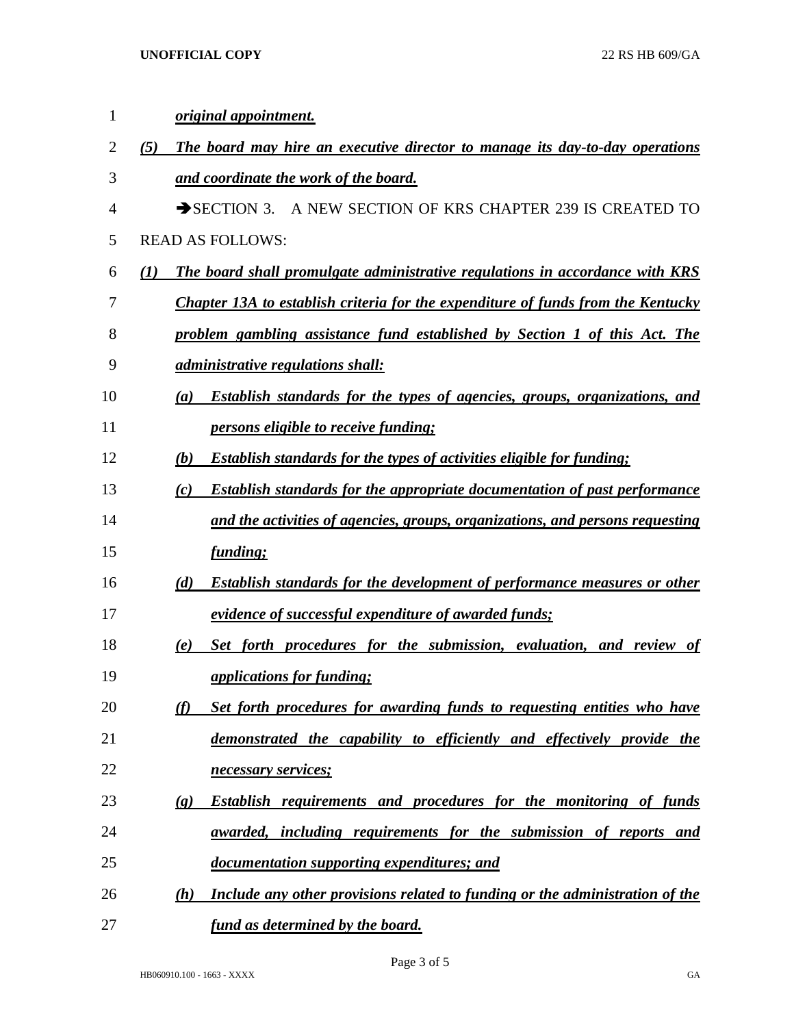***original appointment.***

***(5) The board may hire an executive director to manage its day-to-day operations and coordinate the work of the board.***

➔SECTION 3. A NEW SECTION OF KRS CHAPTER 239 IS CREATED TO READ AS FOLLOWS:

***(1) The board shall promulgate administrative regulations in accordance with KRS Chapter 13A to establish criteria for the expenditure of funds from the Kentucky problem gambling assistance fund established by Section 1 of this Act. The administrative regulations shall:***

- ***(a) Establish standards for the types of agencies, groups, organizations, and persons eligible to receive funding;***
- ***(b) Establish standards for the types of activities eligible for funding;***
- ***(c) Establish standards for the appropriate documentation of past performance and the activities of agencies, groups, organizations, and persons requesting funding;***
- ***(d) Establish standards for the development of performance measures or other evidence of successful expenditure of awarded funds;***
- ***(e) Set forth procedures for the submission, evaluation, and review of applications for funding;***
- ***(f) Set forth procedures for awarding funds to requesting entities who have demonstrated the capability to efficiently and effectively provide the necessary services;***
- ***(g) Establish requirements and procedures for the monitoring of funds awarded, including requirements for the submission of reports and documentation supporting expenditures; and***
- ***(h) Include any other provisions related to funding or the administration of the fund as determined by the board.***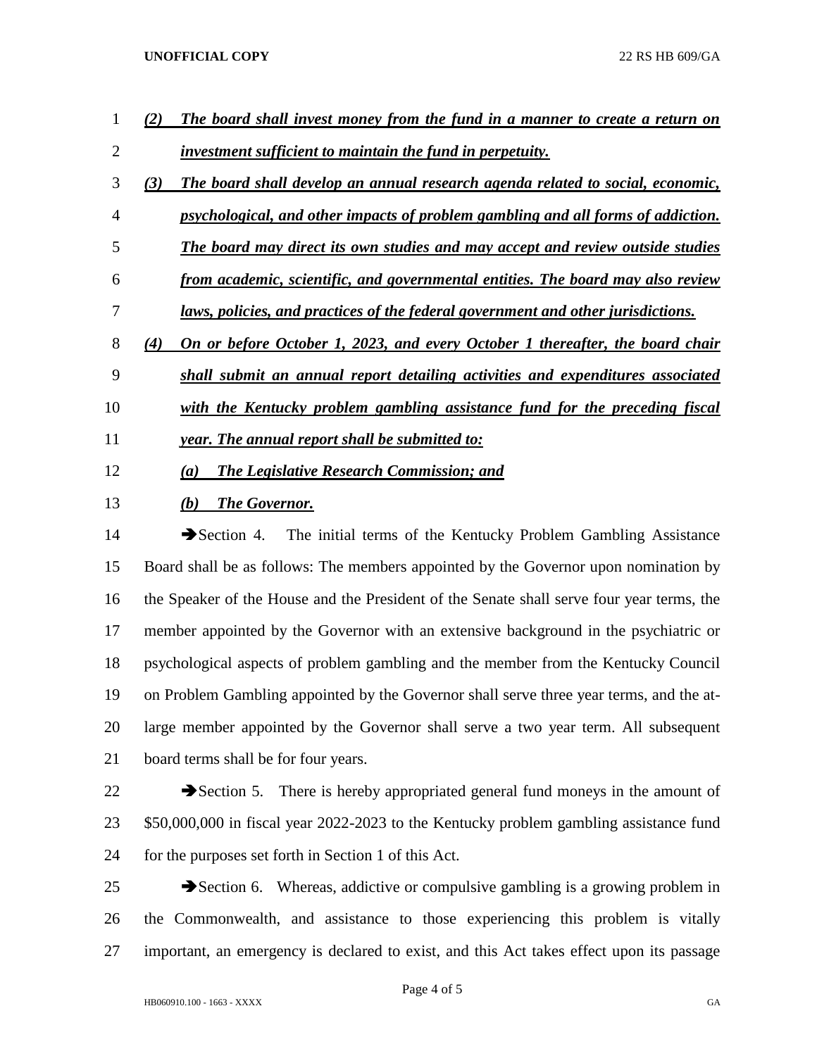***(2) The board shall invest money from the fund in a manner to create a return on investment sufficient to maintain the fund in perpetuity.***

***(3) The board shall develop an annual research agenda related to social, economic, psychological, and other impacts of problem gambling and all forms of addiction. The board may direct its own studies and may accept and review outside studies from academic, scientific, and governmental entities. The board may also review laws, policies, and practices of the federal government and other jurisdictions.***

***(4) On or before October 1, 2023, and every October 1 thereafter, the board chair shall submit an annual report detailing activities and expenditures associated with the Kentucky problem gambling assistance fund for the preceding fiscal year. The annual report shall be submitted to:***

***(a) The Legislative Research Commission; and***

***(b) The Governor.***

➔Section 4. The initial terms of the Kentucky Problem Gambling Assistance Board shall be as follows: The members appointed by the Governor upon nomination by the Speaker of the House and the President of the Senate shall serve four year terms, the member appointed by the Governor with an extensive background in the psychiatric or psychological aspects of problem gambling and the member from the Kentucky Council on Problem Gambling appointed by the Governor shall serve three year terms, and the at-large member appointed by the Governor shall serve a two year term. All subsequent board terms shall be for four years.

➔Section 5. There is hereby appropriated general fund moneys in the amount of $50,000,000 in fiscal year 2022-2023 to the Kentucky problem gambling assistance fund for the purposes set forth in Section 1 of this Act.

➔Section 6. Whereas, addictive or compulsive gambling is a growing problem in the Commonwealth, and assistance to those experiencing this problem is vitally important, an emergency is declared to exist, and this Act takes effect upon its passage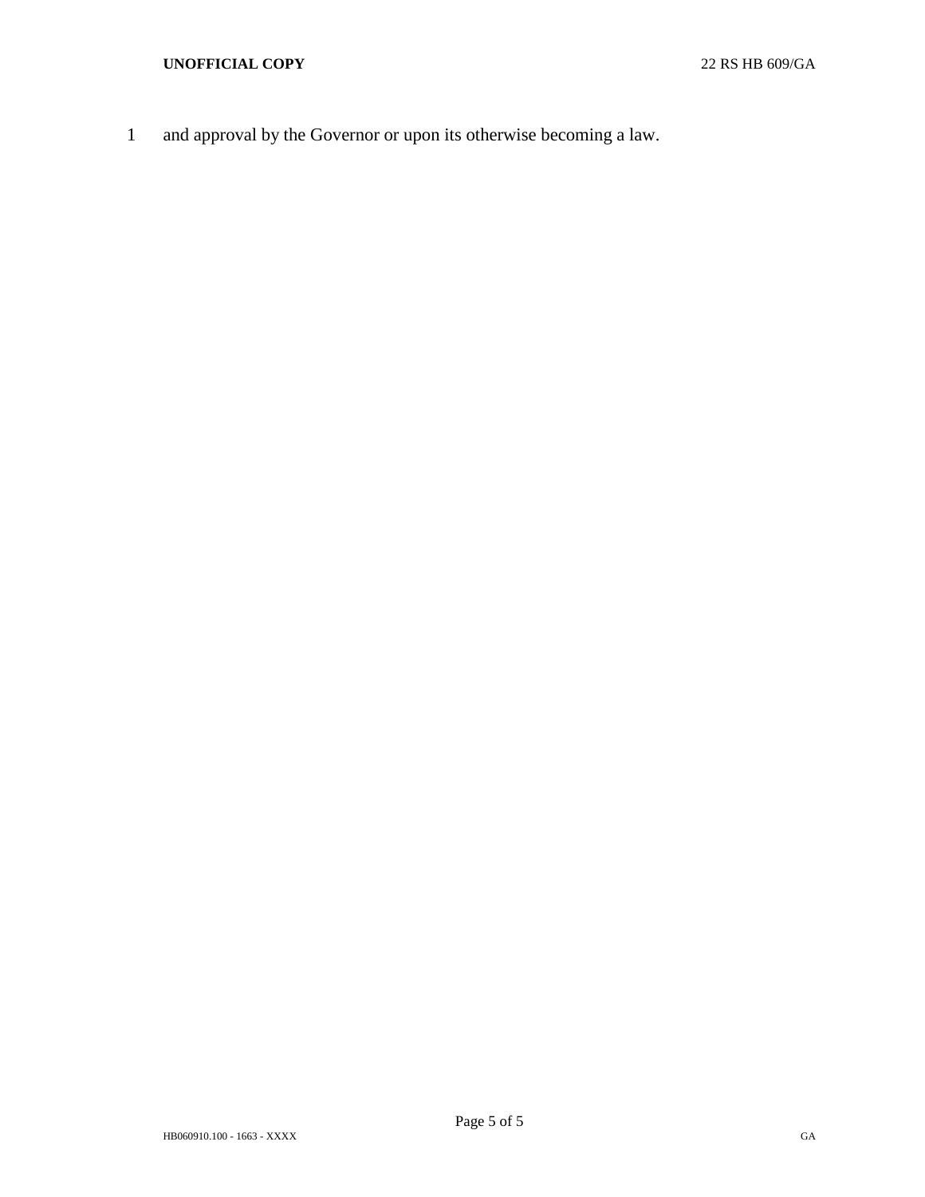and approval by the Governor or upon its otherwise becoming a law.